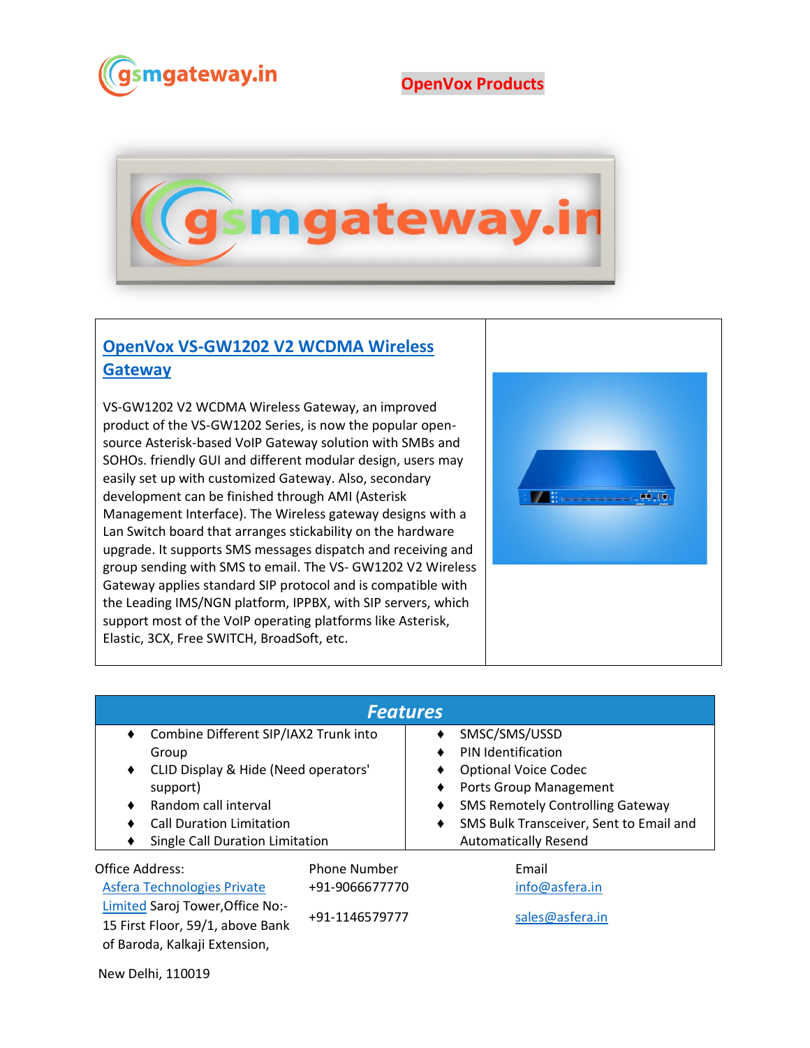gsmgateway.in

**OpenVox Products**

## [OpenVox VS-GW1202 V2 WCDMA Wireless Gateway]

VS-GW1202 V2 WCDMA Wireless Gateway, an improved product of the VS-GW1202 Series, is now the popular open-source Asterisk-based VoIP Gateway solution with SMBs and SOHOs. friendly GUI and different modular design, users may easily set up with customized Gateway. Also, secondary development can be finished through AMI (Asterisk Management Interface). The Wireless gateway designs with a Lan Switch board that arranges stickability on the hardware upgrade. It supports SMS messages dispatch and receiving and group sending with SMS to email. The VS- GW1202 V2 Wireless Gateway applies standard SIP protocol and is compatible with the Leading IMS/NGN platform, IPPBX, with SIP servers, which support most of the VoIP operating platforms like Asterisk, Elastic, 3CX, Free SWITCH, BroadSoft, etc.

### *Features*

- Combine Different SIP/IAX2 Trunk into Group
- CLID Display & Hide (Need operators' support)
- Random call interval
- Call Duration Limitation
- Single Call Duration Limitation
- SMSC/SMS/USSD
- PIN Identification
- Optional Voice Codec
- Ports Group Management
- SMS Remotely Controlling Gateway
- SMS Bulk Transceiver, Sent to Email and Automatically Resend

Office Address:
Asfera Technologies Private Limited Saroj Tower,Office No:-15 First Floor, 59/1, above Bank of Baroda, Kalkaji Extension,
New Delhi, 110019

Phone Number
+91-9066677770
+91-1146579777

Email
info@asfera.in
sales@asfera.in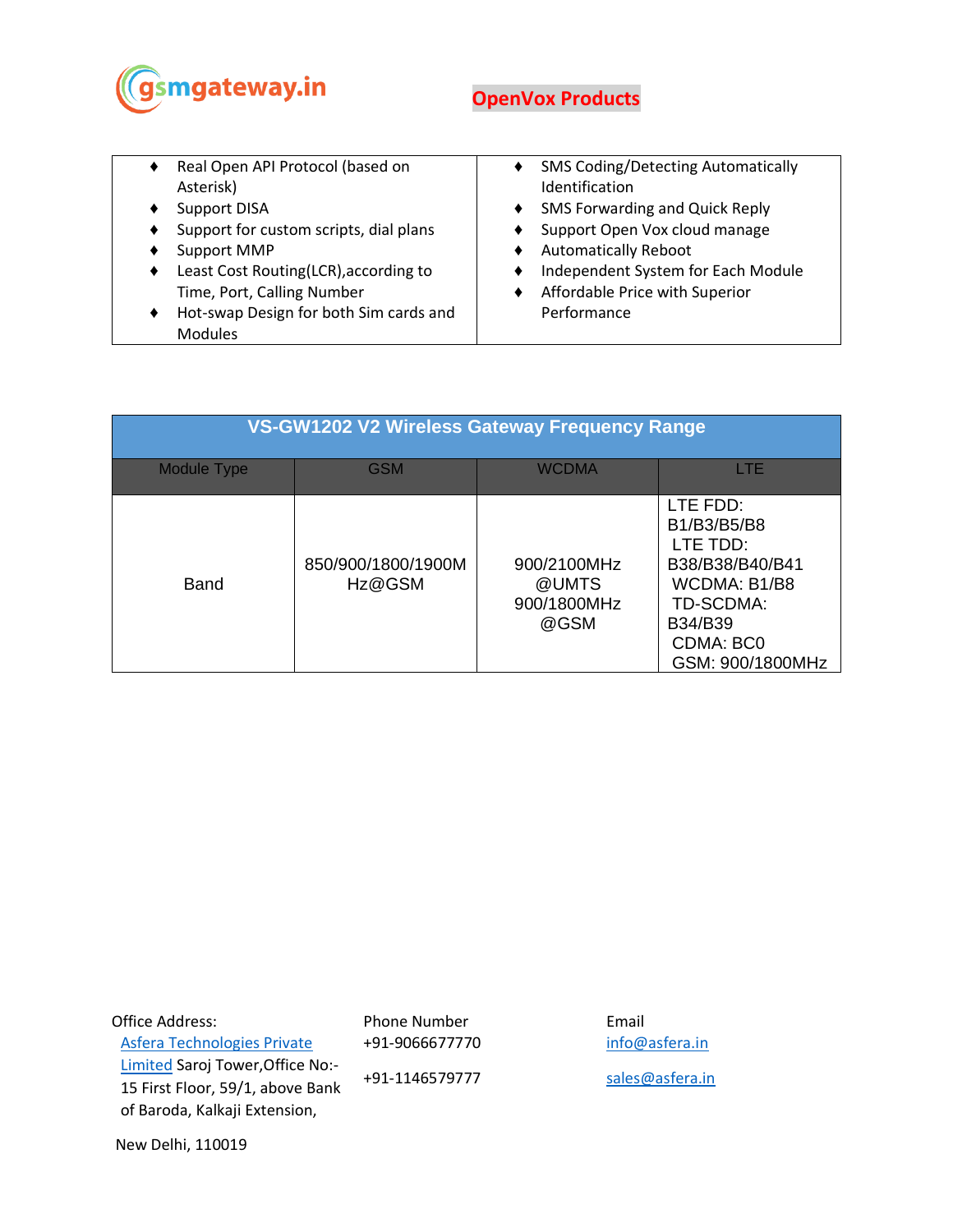gsmgateway.in

**OpenVox Products**

| | |
|---|---|
| ♦ Real Open API Protocol (based on Asterisk)<br>♦ Support DISA<br>♦ Support for custom scripts, dial plans<br>♦ Support MMP<br>♦ Least Cost Routing(LCR),according to Time, Port, Calling Number<br>♦ Hot-swap Design for both Sim cards and Modules | ♦ SMS Coding/Detecting Automatically Identification<br>♦ SMS Forwarding and Quick Reply<br>♦ Support Open Vox cloud manage<br>♦ Automatically Reboot<br>♦ Independent System for Each Module<br>♦ Affordable Price with Superior Performance |

**VS-GW1202 V2 Wireless Gateway Frequency Range**

| Module Type | GSM | WCDMA | LTE |
|---|---|---|---|
| Band | 850/900/1800/1900MHz@GSM | 900/2100MHz @UMTS 900/1800MHz @GSM | LTE FDD: B1/B3/B5/B8<br>LTE TDD: B38/B38/B40/B41<br>WCDMA: B1/B8<br>TD-SCDMA: B34/B39<br>CDMA: BC0<br>GSM: 900/1800MHz |

Office Address:
Asfera Technologies Private Limited Saroj Tower,Office No:- 15 First Floor, 59/1, above Bank of Baroda, Kalkaji Extension,
New Delhi, 110019

Phone Number
+91-9066677770
+91-1146579777

Email
info@asfera.in
sales@asfera.in